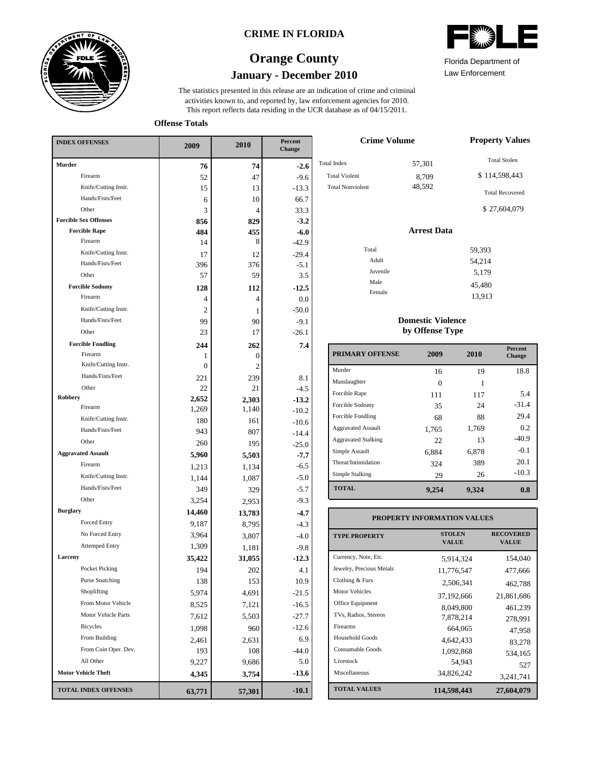# CRIME IN FLORIDA

## Orange County

## January - December 2010

Florida Department of Law Enforcement

The statistics presented in this release are an indication of crime and criminal activities known to, and reported by, law enforcement agencies for 2010. This report reflects data residing in the UCR database as of 04/15/2011.

### Offense Totals

| INDEX OFFENSES | 2009 | 2010 | Percent Change |
|---|---|---|---|
| **Murder** | **76** | **74** | **-2.6** |
| Firearm | 52 | 47 | -9.6 |
| Knife/Cutting Instr. | 15 | 13 | -13.3 |
| Hands/Fists/Feet | 6 | 10 | 66.7 |
| Other | 3 | 4 | 33.3 |
| **Forcible Sex Offenses** | **856** | **829** | **-3.2** |
| **Forcible Rape** | **484** | **455** | **-6.0** |
| Firearm | 14 | 8 | -42.9 |
| Knife/Cutting Instr. | 17 | 12 | -29.4 |
| Hands/Fists/Feet | 396 | 376 | -5.1 |
| Other | 57 | 59 | 3.5 |
| **Forcible Sodomy** | **128** | **112** | **-12.5** |
| Firearm | 4 | 4 | 0.0 |
| Knife/Cutting Instr. | 2 | 1 | -50.0 |
| Hands/Fists/Feet | 99 | 90 | -9.1 |
| Other | 23 | 17 | -26.1 |
| **Forcible Fondling** | **244** | **262** | **7.4** |
| Firearm | 1 | 0 | |
| Knife/Cutting Instr. | 0 | 2 | |
| Hands/Fists/Feet | 221 | 239 | 8.1 |
| Other | 22 | 21 | -4.5 |
| **Robbery** | **2,652** | **2,303** | **-13.2** |
| Firearm | 1,269 | 1,140 | -10.2 |
| Knife/Cutting Instr. | 180 | 161 | -10.6 |
| Hands/Fists/Feet | 943 | 807 | -14.4 |
| Other | 260 | 195 | -25.0 |
| **Aggravated Assault** | **5,960** | **5,503** | **-7.7** |
| Firearm | 1,213 | 1,134 | -6.5 |
| Knife/Cutting Instr. | 1,144 | 1,087 | -5.0 |
| Hands/Fists/Feet | 349 | 329 | -5.7 |
| Other | 3,254 | 2,953 | -9.3 |
| **Burglary** | **14,460** | **13,783** | **-4.7** |
| Forced Entry | 9,187 | 8,795 | -4.3 |
| No Forced Entry | 3,964 | 3,807 | -4.0 |
| Attemped Entry | 1,309 | 1,181 | -9.8 |
| **Larceny** | **35,422** | **31,055** | **-12.3** |
| Pocket Picking | 194 | 202 | 4.1 |
| Purse Snatching | 138 | 153 | 10.9 |
| Shoplifting | 5,974 | 4,691 | -21.5 |
| From Motor Vehicle | 8,525 | 7,121 | -16.5 |
| Motor Vehicle Parts | 7,612 | 5,503 | -27.7 |
| Bicycles | 1,098 | 960 | -12.6 |
| From Building | 2,461 | 2,631 | 6.9 |
| From Coin Oper. Dev. | 193 | 108 | -44.0 |
| All Other | 9,227 | 9,686 | 5.0 |
| **Motor Vehicle Theft** | **4,345** | **3,754** | **-13.6** |
| **TOTAL INDEX OFFENSES** | **63,771** | **57,301** | **-10.1** |

### Crime Volume

| | |
|---|---|
| Total Index | 57,301 |
| Total Violent | 8,709 |
| Total Nonviolent | 48,592 |

### Property Values

Total Stolen: $ 114,598,443

Total Recovered: $ 27,604,079

### Arrest Data

| | |
|---|---|
| Total | 59,393 |
| Adult | 54,214 |
| Juvenile | 5,179 |
| Male | 45,480 |
| Female | 13,913 |

### Domestic Violence by Offense Type

| PRIMARY OFFENSE | 2009 | 2010 | Percent Change |
|---|---|---|---|
| Murder | 16 | 19 | 18.8 |
| Manslaughter | 0 | 1 | |
| Forcible Rape | 111 | 117 | 5.4 |
| Forcible Sodomy | 35 | 24 | -31.4 |
| Forcible Fondling | 68 | 88 | 29.4 |
| Aggravated Assault | 1,765 | 1,769 | 0.2 |
| Aggravated Stalking | 22 | 13 | -40.9 |
| Simple Assault | 6,884 | 6,878 | -0.1 |
| Threat/Intimidation | 324 | 389 | 20.1 |
| Simple Stalking | 29 | 26 | -10.3 |
| **TOTAL** | **9,254** | **9,324** | **0.8** |

### PROPERTY INFORMATION VALUES

| TYPE PROPERTY | STOLEN VALUE | RECOVERED VALUE |
|---|---|---|
| Currency, Note, Etc. | 5,914,324 | 154,040 |
| Jewelry, Precious Metals | 11,776,547 | 477,666 |
| Clothing & Furs | 2,506,341 | 462,788 |
| Motor Vehicles | 37,192,666 | 21,861,686 |
| Office Equipment | 8,049,800 | 461,239 |
| TVs, Radios, Stereos | 7,878,214 | 278,991 |
| Firearms | 664,065 | 47,958 |
| Household Goods | 4,642,433 | 83,278 |
| Consumable Goods | 1,092,868 | 534,165 |
| Livestock | 54,943 | 527 |
| Miscellaneous | 34,826,242 | 3,241,741 |
| **TOTAL VALUES** | **114,598,443** | **27,604,079** |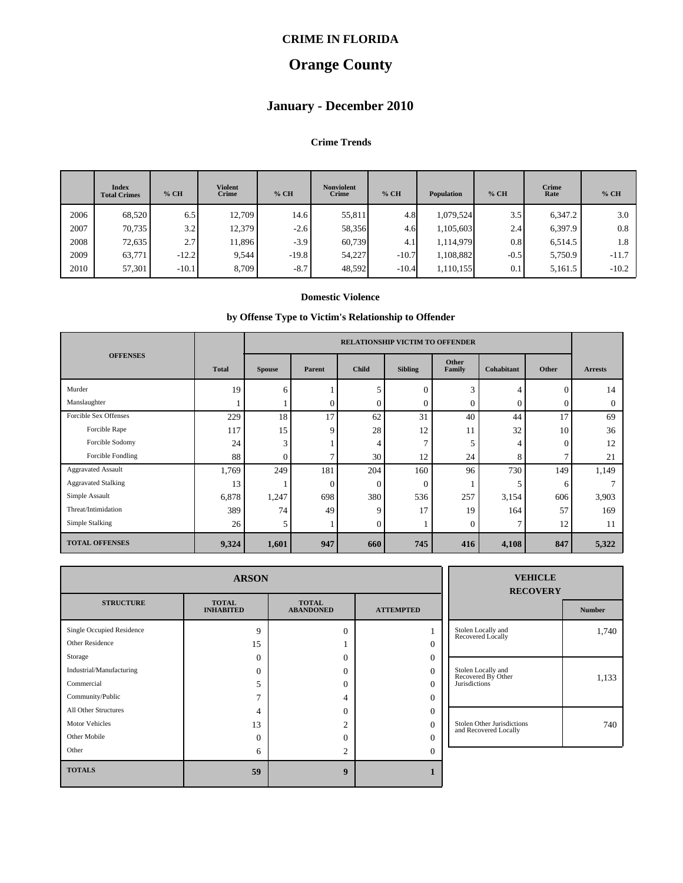**CRIME IN FLORIDA**

# Orange County

## January - December 2010

### Crime Trends

| | Index Total Crimes | % CH | Violent Crime | % CH | Nonviolent Crime | % CH | Population | % CH | Crime Rate | % CH |
|---|---|---|---|---|---|---|---|---|---|---|
| 2006 | 68,520 | 6.5 | 12,709 | 14.6 | 55,811 | 4.8 | 1,079,524 | 3.5 | 6,347.2 | 3.0 |
| 2007 | 70,735 | 3.2 | 12,379 | -2.6 | 58,356 | 4.6 | 1,105,603 | 2.4 | 6,397.9 | 0.8 |
| 2008 | 72,635 | 2.7 | 11,896 | -3.9 | 60,739 | 4.1 | 1,114,979 | 0.8 | 6,514.5 | 1.8 |
| 2009 | 63,771 | -12.2 | 9,544 | -19.8 | 54,227 | -10.7 | 1,108,882 | -0.5 | 5,750.9 | -11.7 |
| 2010 | 57,301 | -10.1 | 8,709 | -8.7 | 48,592 | -10.4 | 1,110,155 | 0.1 | 5,161.5 | -10.2 |

### Domestic Violence

### by Offense Type to Victim's Relationship to Offender

| OFFENSES | | RELATIONSHIP VICTIM TO OFFENDER | | | | | | | |
|---|---|---|---|---|---|---|---|---|---|
| | Total | Spouse | Parent | Child | Sibling | Other Family | Cohabitant | Other | Arrests |
| Murder | 19 | 6 | 1 | 5 | 0 | 3 | 4 | 0 | 14 |
| Manslaughter | 1 | 1 | 0 | 0 | 0 | 0 | 0 | 0 | 0 |
| Forcible Sex Offenses | 229 | 18 | 17 | 62 | 31 | 40 | 44 | 17 | 69 |
| Forcible Rape | 117 | 15 | 9 | 28 | 12 | 11 | 32 | 10 | 36 |
| Forcible Sodomy | 24 | 3 | 1 | 4 | 7 | 5 | 4 | 0 | 12 |
| Forcible Fondling | 88 | 0 | 7 | 30 | 12 | 24 | 8 | 7 | 21 |
| Aggravated Assault | 1,769 | 249 | 181 | 204 | 160 | 96 | 730 | 149 | 1,149 |
| Aggravated Stalking | 13 | 1 | 0 | 0 | 0 | 1 | 5 | 6 | 7 |
| Simple Assault | 6,878 | 1,247 | 698 | 380 | 536 | 257 | 3,154 | 606 | 3,903 |
| Threat/Intimidation | 389 | 74 | 49 | 9 | 17 | 19 | 164 | 57 | 169 |
| Simple Stalking | 26 | 5 | 1 | 0 | 1 | 0 | 7 | 12 | 11 |
| **TOTAL OFFENSES** | **9,324** | **1,601** | **947** | **660** | **745** | **416** | **4,108** | **847** | **5,322** |

| ARSON | | | |
|---|---|---|---|
| STRUCTURE | TOTAL INHABITED | TOTAL ABANDONED | ATTEMPTED |
| Single Occupied Residence | 9 | 0 | 1 |
| Other Residence | 15 | 1 | 0 |
| Storage | 0 | 0 | 0 |
| Industrial/Manufacturing | 0 | 0 | 0 |
| Commercial | 5 | 0 | 0 |
| Community/Public | 7 | 4 | 0 |
| All Other Structures | 4 | 0 | 0 |
| Motor Vehicles | 13 | 2 | 0 |
| Other Mobile | 0 | 0 | 0 |
| Other | 6 | 2 | 0 |
| **TOTALS** | **59** | **9** | **1** |

| VEHICLE RECOVERY | Number |
|---|---|
| Stolen Locally and Recovered Locally | 1,740 |
| Stolen Locally and Recovered By Other Jurisdictions | 1,133 |
| Stolen Other Jurisdictions and Recovered Locally | 740 |